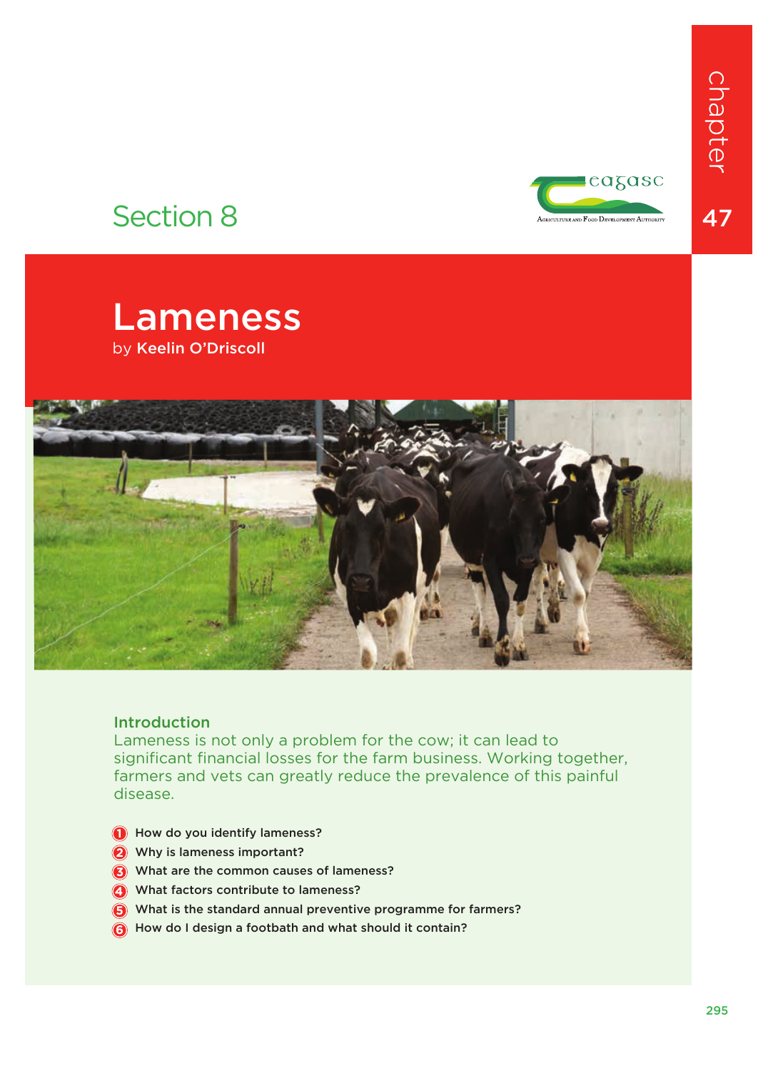Section 8

chapter 47

# Lameness

by **Keelin O'Driscoll**

## Introduction

Lameness is not only a problem for the cow; it can lead to significant financial losses for the farm business. Working together, farmers and vets can greatly reduce the prevalence of this painful disease.

1. How do you identify lameness?
2. Why is lameness important?
3. What are the common causes of lameness?
4. What factors contribute to lameness?
5. What is the standard annual preventive programme for farmers?
6. How do I design a footbath and what should it contain?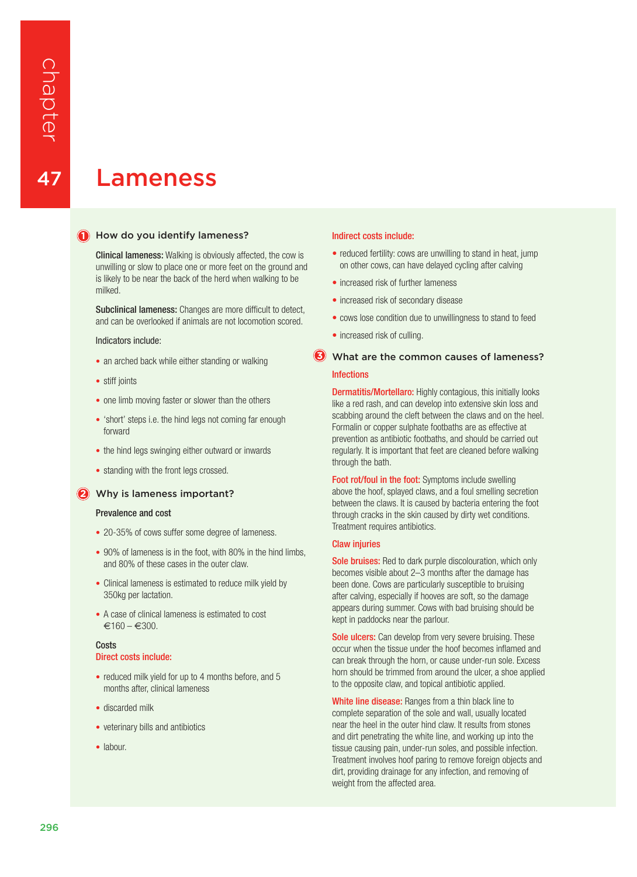# Chapter 47 Lameness

## 1 How do you identify lameness?

**Clinical lameness:** Walking is obviously affected, the cow is unwilling or slow to place one or more feet on the ground and is likely to be near the back of the herd when walking to be milked.

**Subclinical lameness:** Changes are more difficult to detect, and can be overlooked if animals are not locomotion scored.

Indicators include:

- an arched back while either standing or walking
- stiff joints
- one limb moving faster or slower than the others
- 'short' steps i.e. the hind legs not coming far enough forward
- the hind legs swinging either outward or inwards
- standing with the front legs crossed.

## 2 Why is lameness important?

### Prevalence and cost

- 20-35% of cows suffer some degree of lameness.
- 90% of lameness is in the foot, with 80% in the hind limbs, and 80% of these cases in the outer claw.
- Clinical lameness is estimated to reduce milk yield by 350kg per lactation.
- A case of clinical lameness is estimated to cost €160 – €300.

### Costs

**Direct costs include:**

- reduced milk yield for up to 4 months before, and 5 months after, clinical lameness
- discarded milk
- veterinary bills and antibiotics
- labour.

**Indirect costs include:**

- reduced fertility: cows are unwilling to stand in heat, jump on other cows, can have delayed cycling after calving
- increased risk of further lameness
- increased risk of secondary disease
- cows lose condition due to unwillingness to stand to feed
- increased risk of culling.

## 3 What are the common causes of lameness?

### Infections

**Dermatitis/Mortellaro:** Highly contagious, this initially looks like a red rash, and can develop into extensive skin loss and scabbing around the cleft between the claws and on the heel. Formalin or copper sulphate footbaths are as effective at prevention as antibiotic footbaths, and should be carried out regularly. It is important that feet are cleaned before walking through the bath.

**Foot rot/foul in the foot:** Symptoms include swelling above the hoof, splayed claws, and a foul smelling secretion between the claws. It is caused by bacteria entering the foot through cracks in the skin caused by dirty wet conditions. Treatment requires antibiotics.

### Claw injuries

**Sole bruises:** Red to dark purple discolouration, which only becomes visible about 2–3 months after the damage has been done. Cows are particularly susceptible to bruising after calving, especially if hooves are soft, so the damage appears during summer. Cows with bad bruising should be kept in paddocks near the parlour.

**Sole ulcers:** Can develop from very severe bruising. These occur when the tissue under the hoof becomes inflamed and can break through the horn, or cause under-run sole. Excess horn should be trimmed from around the ulcer, a shoe applied to the opposite claw, and topical antibiotic applied.

**White line disease:** Ranges from a thin black line to complete separation of the sole and wall, usually located near the heel in the outer hind claw. It results from stones and dirt penetrating the white line, and working up into the tissue causing pain, under-run soles, and possible infection. Treatment involves hoof paring to remove foreign objects and dirt, providing drainage for any infection, and removing of weight from the affected area.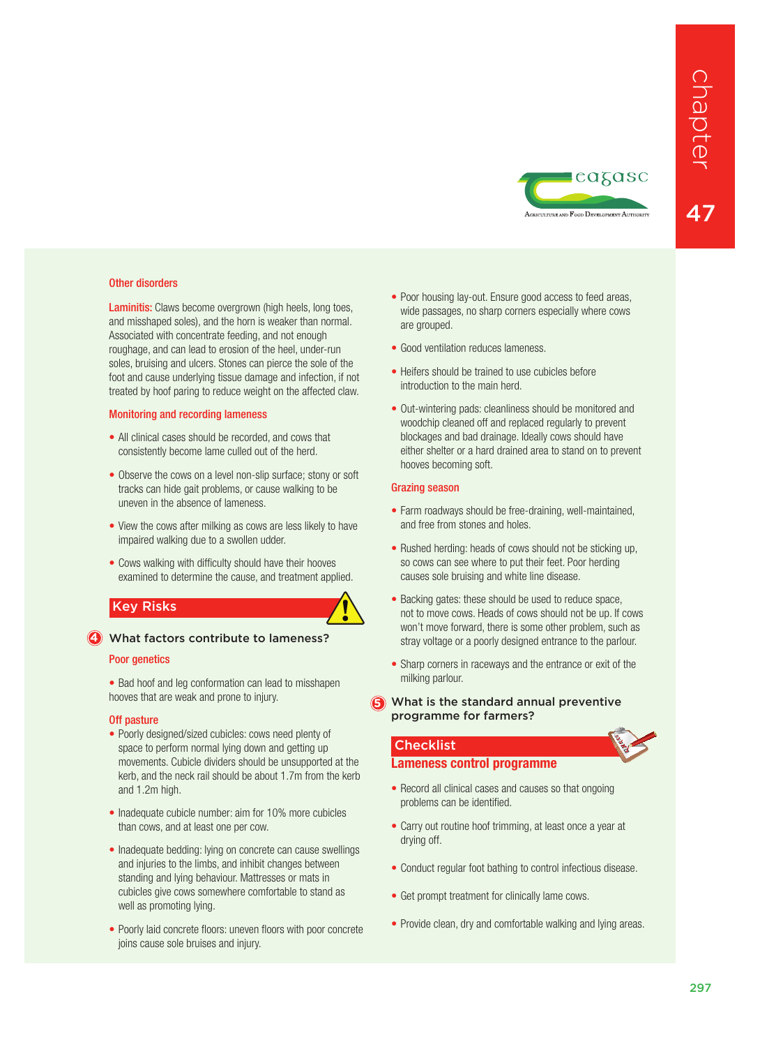### Other disorders

**Laminitis:** Claws become overgrown (high heels, long toes, and misshaped soles), and the horn is weaker than normal. Associated with concentrate feeding, and not enough roughage, and can lead to erosion of the heel, under-run soles, bruising and ulcers. Stones can pierce the sole of the foot and cause underlying tissue damage and infection, if not treated by hoof paring to reduce weight on the affected claw.

### Monitoring and recording lameness

- All clinical cases should be recorded, and cows that consistently become lame culled out of the herd.
- Observe the cows on a level non-slip surface; stony or soft tracks can hide gait problems, or cause walking to be uneven in the absence of lameness.
- View the cows after milking as cows are less likely to have impaired walking due to a swollen udder.
- Cows walking with difficulty should have their hooves examined to determine the cause, and treatment applied.

## Key Risks

### 4 What factors contribute to lameness?

#### Poor genetics

- Bad hoof and leg conformation can lead to misshapen hooves that are weak and prone to injury.

#### Off pasture

- Poorly designed/sized cubicles: cows need plenty of space to perform normal lying down and getting up movements. Cubicle dividers should be unsupported at the kerb, and the neck rail should be about 1.7m from the kerb and 1.2m high.
- Inadequate cubicle number: aim for 10% more cubicles than cows, and at least one per cow.
- Inadequate bedding: lying on concrete can cause swellings and injuries to the limbs, and inhibit changes between standing and lying behaviour. Mattresses or mats in cubicles give cows somewhere comfortable to stand as well as promoting lying.
- Poorly laid concrete floors: uneven floors with poor concrete joins cause sole bruises and injury.
- Poor housing lay-out. Ensure good access to feed areas, wide passages, no sharp corners especially where cows are grouped.
- Good ventilation reduces lameness.
- Heifers should be trained to use cubicles before introduction to the main herd.
- Out-wintering pads: cleanliness should be monitored and woodchip cleaned off and replaced regularly to prevent blockages and bad drainage. Ideally cows should have either shelter or a hard drained area to stand on to prevent hooves becoming soft.

#### Grazing season

- Farm roadways should be free-draining, well-maintained, and free from stones and holes.
- Rushed herding: heads of cows should not be sticking up, so cows can see where to put their feet. Poor herding causes sole bruising and white line disease.
- Backing gates: these should be used to reduce space, not to move cows. Heads of cows should not be up. If cows won't move forward, there is some other problem, such as stray voltage or a poorly designed entrance to the parlour.
- Sharp corners in raceways and the entrance or exit of the milking parlour.

### 5 What is the standard annual preventive programme for farmers?

## Checklist

### Lameness control programme

- Record all clinical cases and causes so that ongoing problems can be identified.
- Carry out routine hoof trimming, at least once a year at drying off.
- Conduct regular foot bathing to control infectious disease.
- Get prompt treatment for clinically lame cows.
- Provide clean, dry and comfortable walking and lying areas.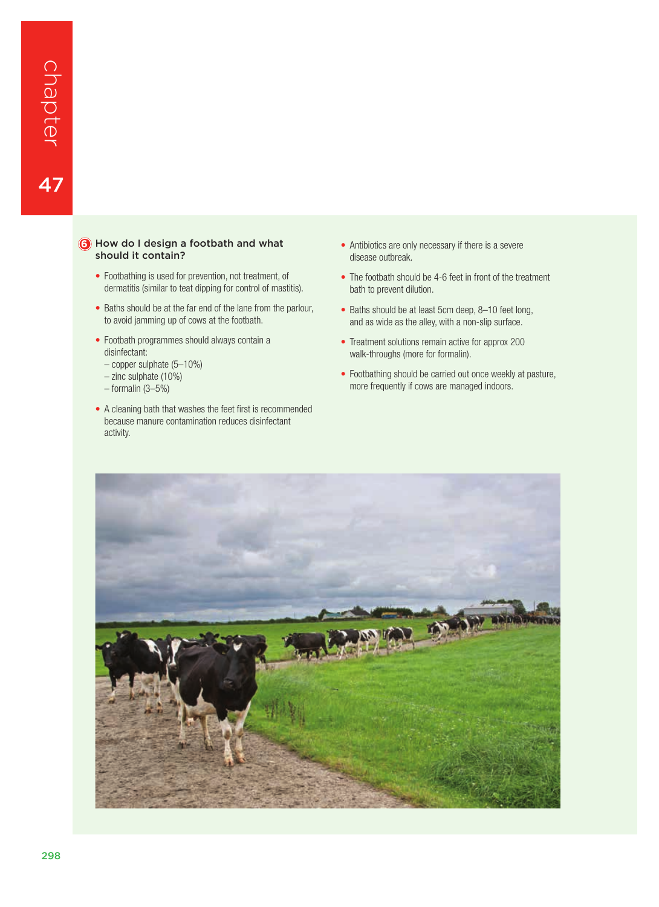## 6 How do I design a footbath and what should it contain?

- Footbathing is used for prevention, not treatment, of dermatitis (similar to teat dipping for control of mastitis).
- Baths should be at the far end of the lane from the parlour, to avoid jamming up of cows at the footbath.
- Footbath programmes should always contain a disinfectant:
  - copper sulphate (5–10%)
  - zinc sulphate (10%)
  - formalin (3–5%)
- A cleaning bath that washes the feet first is recommended because manure contamination reduces disinfectant activity.
- Antibiotics are only necessary if there is a severe disease outbreak.
- The footbath should be 4-6 feet in front of the treatment bath to prevent dilution.
- Baths should be at least 5cm deep, 8–10 feet long, and as wide as the alley, with a non-slip surface.
- Treatment solutions remain active for approx 200 walk-throughs (more for formalin).
- Footbathing should be carried out once weekly at pasture, more frequently if cows are managed indoors.